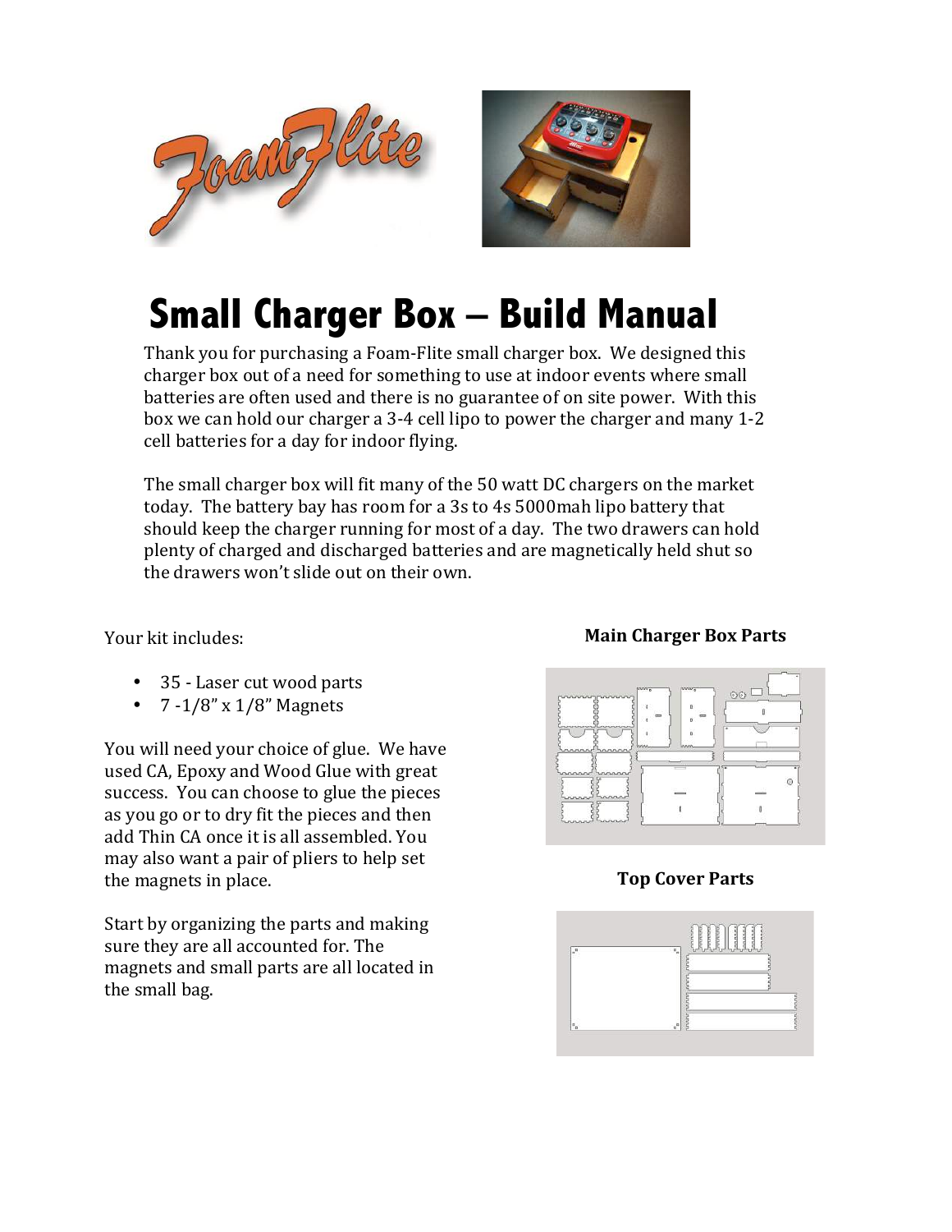# Small Charger Box – Build Manual

Thank you for purchasing a Foam-Flite small charger box. We designed this charger box out of a need for something to use at indoor events where small batteries are often used and there is no guarantee of on site power. With this box we can hold our charger a 3-4 cell lipo to power the charger and many 1-2 cell batteries for a day for indoor flying.

The small charger box will fit many of the 50 watt DC chargers on the market today. The battery bay has room for a 3s to 4s 5000mah lipo battery that should keep the charger running for most of a day. The two drawers can hold plenty of charged and discharged batteries and are magnetically held shut so the drawers won't slide out on their own.

Your kit includes:

- 35 - Laser cut wood parts
- 7 -1/8" x 1/8" Magnets

You will need your choice of glue. We have used CA, Epoxy and Wood Glue with great success. You can choose to glue the pieces as you go or to dry fit the pieces and then add Thin CA once it is all assembled. You may also want a pair of pliers to help set the magnets in place.

Start by organizing the parts and making sure they are all accounted for. The magnets and small parts are all located in the small bag.

**Main Charger Box Parts**

**Top Cover Parts**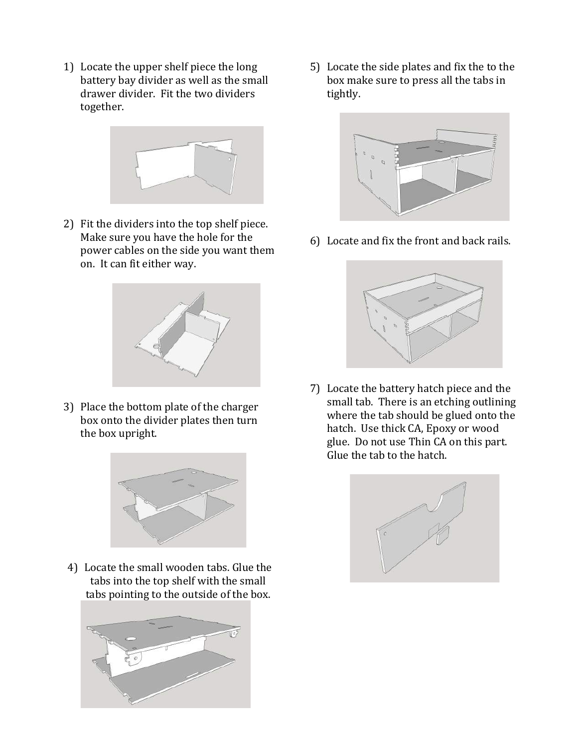1) Locate the upper shelf piece the long battery bay divider as well as the small drawer divider. Fit the two dividers together.

2) Fit the dividers into the top shelf piece. Make sure you have the hole for the power cables on the side you want them on. It can fit either way.

3) Place the bottom plate of the charger box onto the divider plates then turn the box upright.

4) Locate the small wooden tabs. Glue the tabs into the top shelf with the small tabs pointing to the outside of the box.

5) Locate the side plates and fix the to the box make sure to press all the tabs in tightly.

6) Locate and fix the front and back rails.

7) Locate the battery hatch piece and the small tab. There is an etching outlining where the tab should be glued onto the hatch. Use thick CA, Epoxy or wood glue. Do not use Thin CA on this part. Glue the tab to the hatch.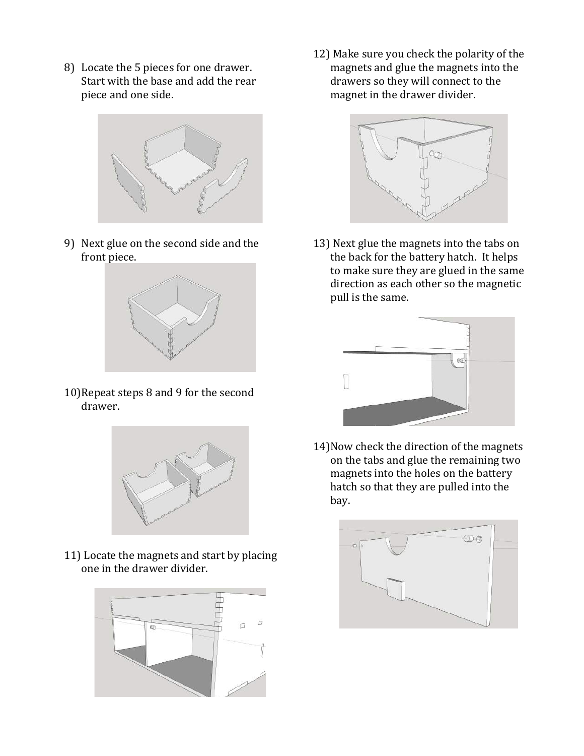8) Locate the 5 pieces for one drawer. Start with the base and add the rear piece and one side.

9) Next glue on the second side and the front piece.

10) Repeat steps 8 and 9 for the second drawer.

11) Locate the magnets and start by placing one in the drawer divider.

12) Make sure you check the polarity of the magnets and glue the magnets into the drawers so they will connect to the magnet in the drawer divider.

13) Next glue the magnets into the tabs on the back for the battery hatch. It helps to make sure they are glued in the same direction as each other so the magnetic pull is the same.

14) Now check the direction of the magnets on the tabs and glue the remaining two magnets into the holes on the battery hatch so that they are pulled into the bay.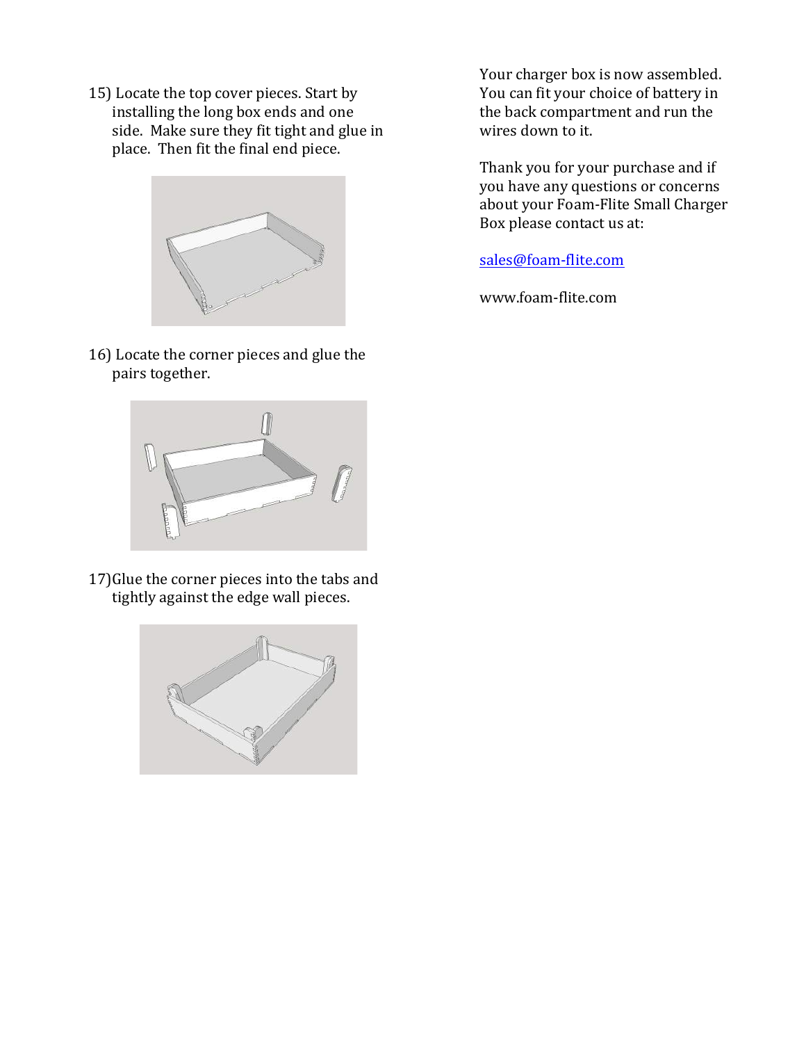15) Locate the top cover pieces. Start by installing the long box ends and one side. Make sure they fit tight and glue in place. Then fit the final end piece.

16) Locate the corner pieces and glue the pairs together.

17) Glue the corner pieces into the tabs and tightly against the edge wall pieces.

Your charger box is now assembled. You can fit your choice of battery in the back compartment and run the wires down to it.

Thank you for your purchase and if you have any questions or concerns about your Foam-Flite Small Charger Box please contact us at:

[sales@foam-flite.com](mailto:sales@foam-flite.com)

www.foam-flite.com